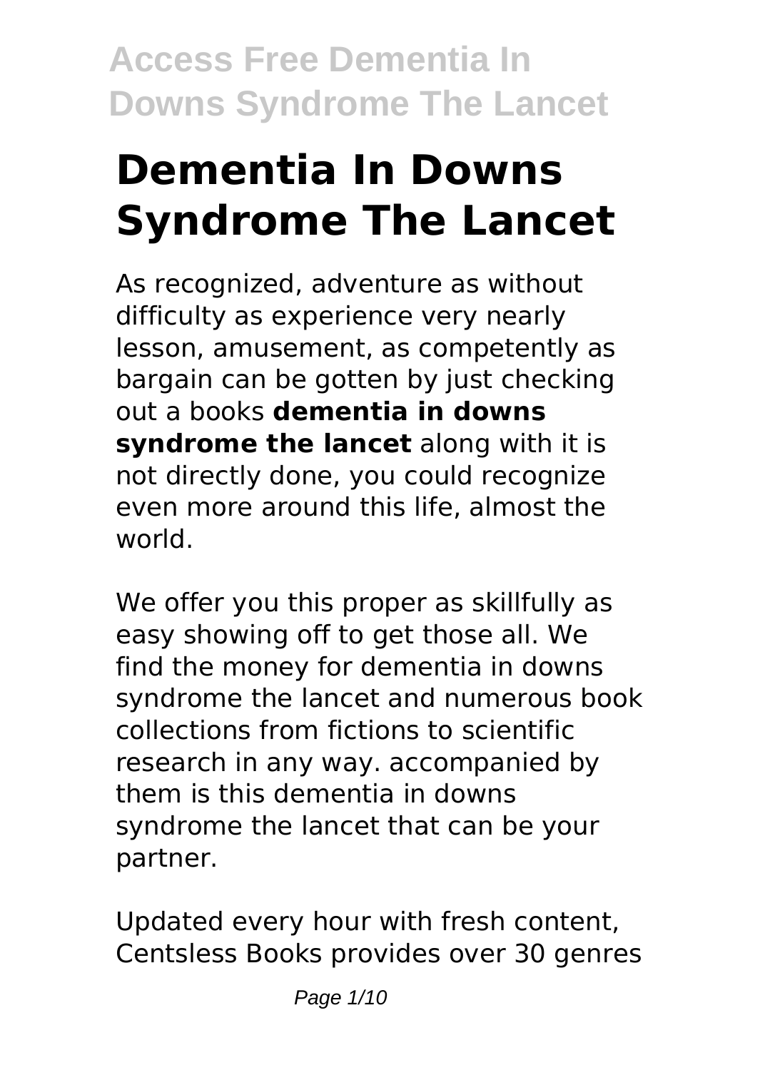# Dementia In Downs Syndrome The Lancet

As recognized, adventure as without difficulty as experience very nearly lesson, amusement, as competently as bargain can be gotten by just checking out a books **dementia in downs syndrome the lancet** along with it is not directly done, you could recognize even more around this life, almost the world.

We offer you this proper as skillfully as easy showing off to get those all. We find the money for dementia in downs syndrome the lancet and numerous book collections from fictions to scientific research in any way. accompanied by them is this dementia in downs syndrome the lancet that can be your partner.

Updated every hour with fresh content, Centsless Books provides over 30 genres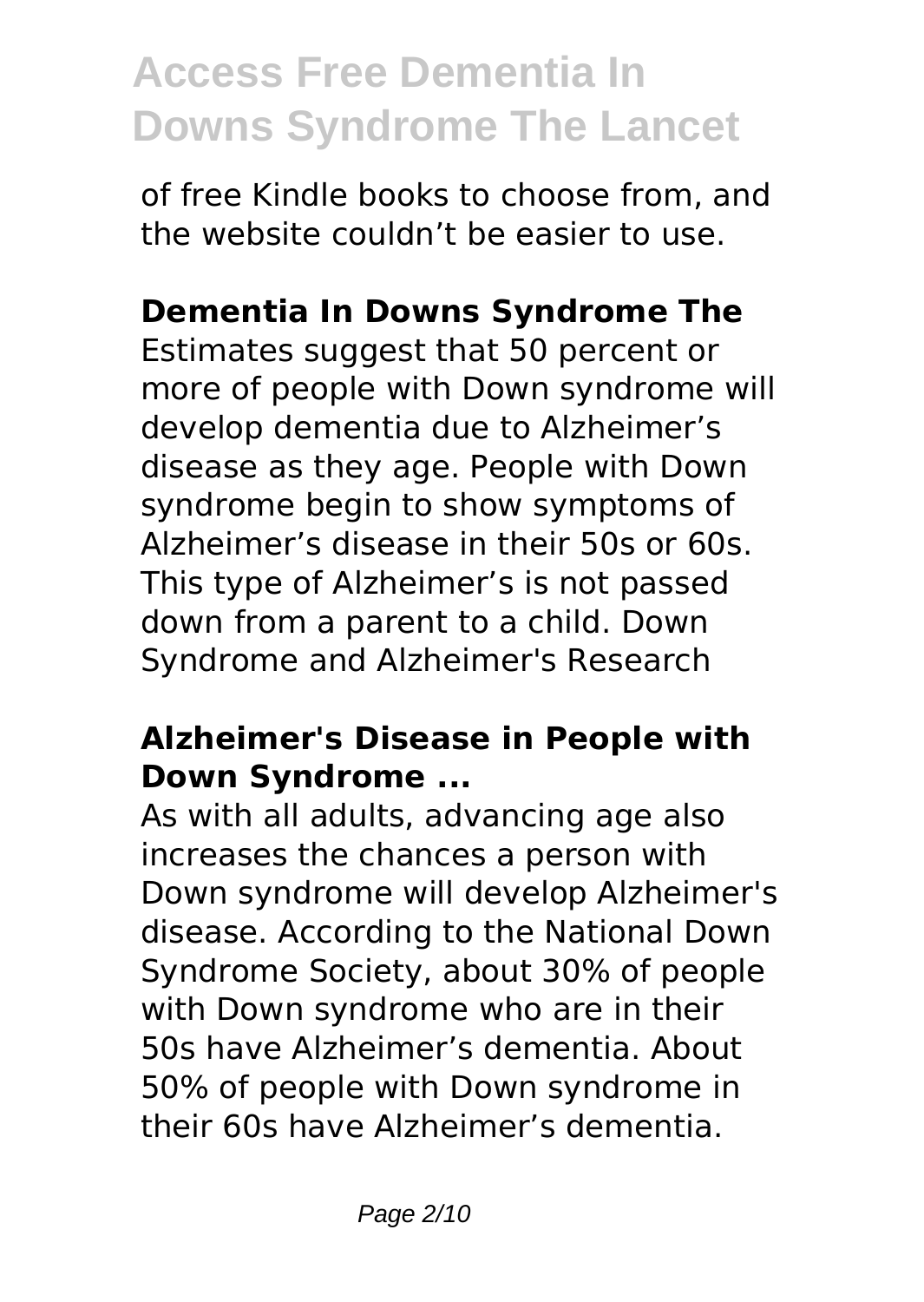of free Kindle books to choose from, and the website couldn't be easier to use.

## Dementia In Downs Syndrome The

Estimates suggest that 50 percent or more of people with Down syndrome will develop dementia due to Alzheimer's disease as they age. People with Down syndrome begin to show symptoms of Alzheimer's disease in their 50s or 60s. This type of Alzheimer's is not passed down from a parent to a child. Down Syndrome and Alzheimer's Research

## Alzheimer's Disease in People with Down Syndrome ...

As with all adults, advancing age also increases the chances a person with Down syndrome will develop Alzheimer's disease. According to the National Down Syndrome Society, about 30% of people with Down syndrome who are in their 50s have Alzheimer's dementia. About 50% of people with Down syndrome in their 60s have Alzheimer's dementia.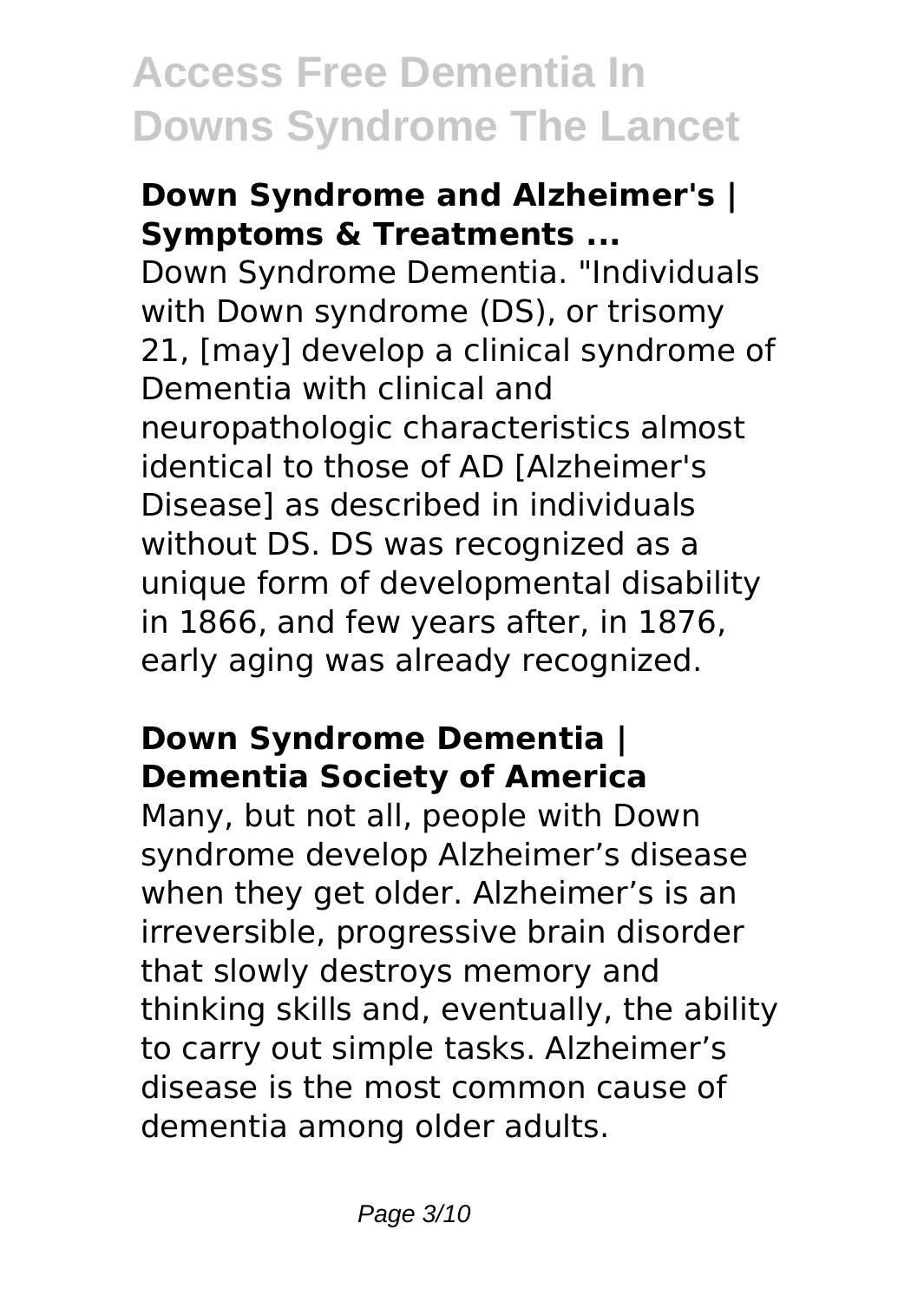### Down Syndrome and Alzheimer's | Symptoms & Treatments ...

Down Syndrome Dementia. "Individuals with Down syndrome (DS), or trisomy 21, [may] develop a clinical syndrome of Dementia with clinical and neuropathologic characteristics almost identical to those of AD [Alzheimer's Disease] as described in individuals without DS. DS was recognized as a unique form of developmental disability in 1866, and few years after, in 1876, early aging was already recognized.

### Down Syndrome Dementia | Dementia Society of America

Many, but not all, people with Down syndrome develop Alzheimer's disease when they get older. Alzheimer's is an irreversible, progressive brain disorder that slowly destroys memory and thinking skills and, eventually, the ability to carry out simple tasks. Alzheimer's disease is the most common cause of dementia among older adults.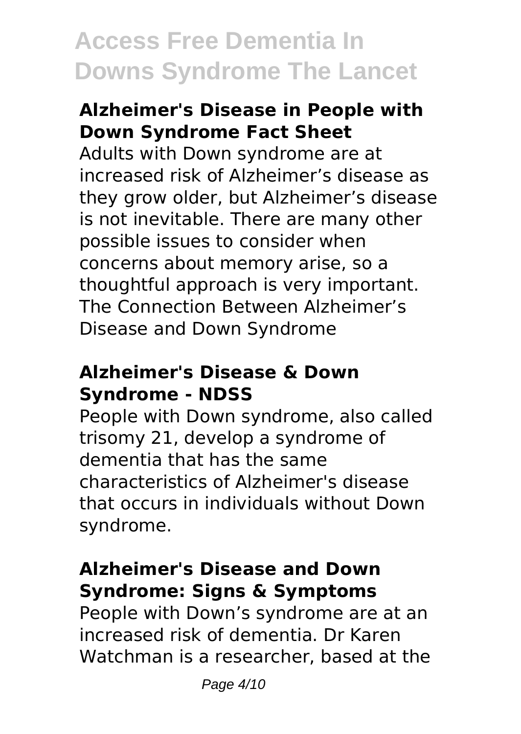### Alzheimer's Disease in People with Down Syndrome Fact Sheet

Adults with Down syndrome are at increased risk of Alzheimer's disease as they grow older, but Alzheimer's disease is not inevitable. There are many other possible issues to consider when concerns about memory arise, so a thoughtful approach is very important. The Connection Between Alzheimer's Disease and Down Syndrome

### Alzheimer's Disease & Down Syndrome - NDSS

People with Down syndrome, also called trisomy 21, develop a syndrome of dementia that has the same characteristics of Alzheimer's disease that occurs in individuals without Down syndrome.

### Alzheimer's Disease and Down Syndrome: Signs & Symptoms

People with Down's syndrome are at an increased risk of dementia. Dr Karen Watchman is a researcher, based at the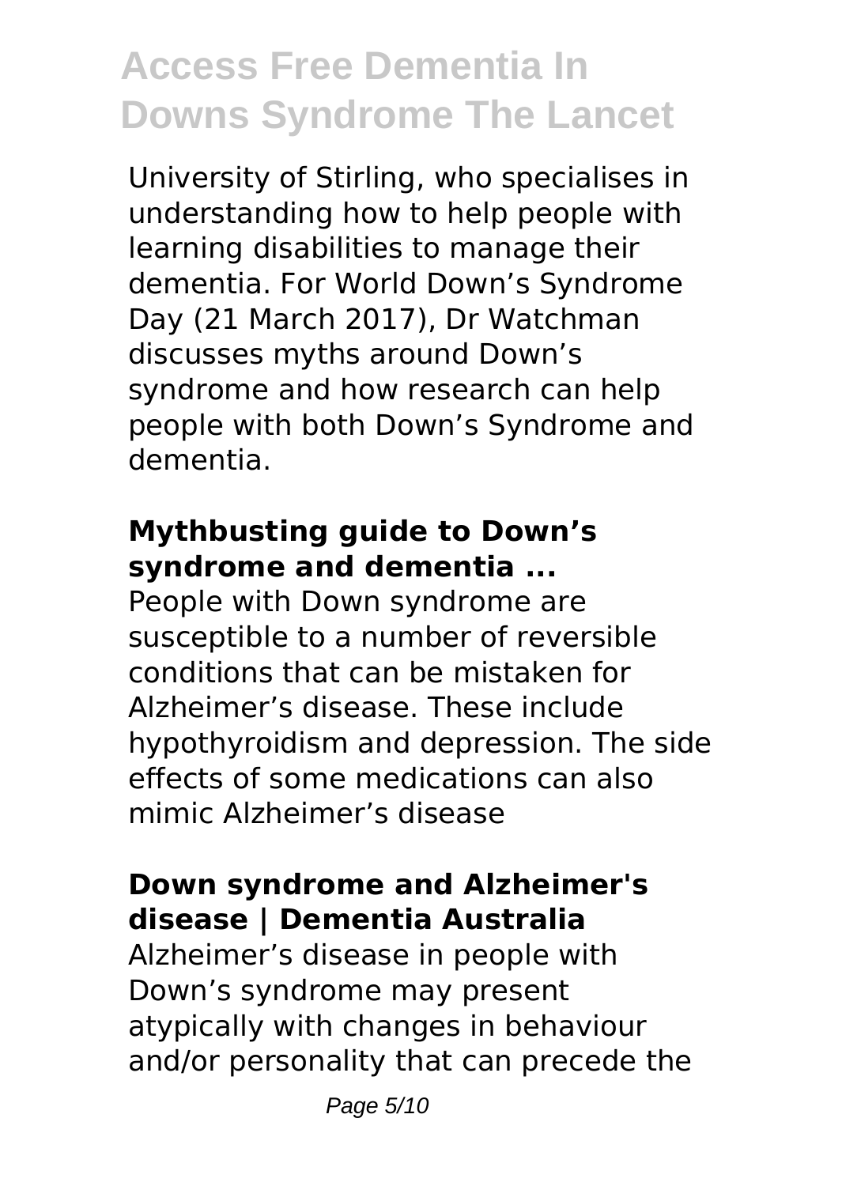University of Stirling, who specialises in understanding how to help people with learning disabilities to manage their dementia. For World Down's Syndrome Day (21 March 2017), Dr Watchman discusses myths around Down's syndrome and how research can help people with both Down's Syndrome and dementia.

## Mythbusting guide to Down's syndrome and dementia ...

People with Down syndrome are susceptible to a number of reversible conditions that can be mistaken for Alzheimer's disease. These include hypothyroidism and depression. The side effects of some medications can also mimic Alzheimer's disease

## Down syndrome and Alzheimer's disease | Dementia Australia

Alzheimer's disease in people with Down's syndrome may present atypically with changes in behaviour and/or personality that can precede the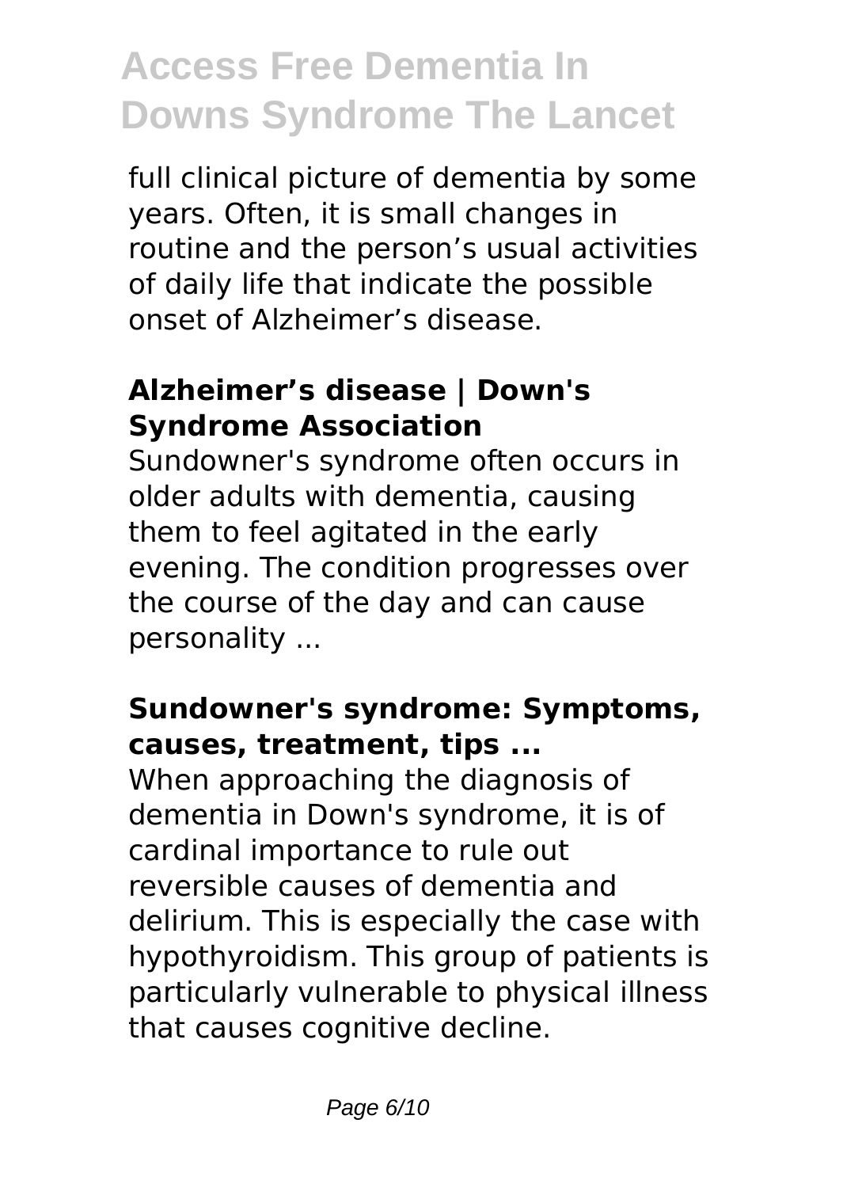full clinical picture of dementia by some years. Often, it is small changes in routine and the person's usual activities of daily life that indicate the possible onset of Alzheimer's disease.

**Alzheimer's disease | Down's Syndrome Association**

Sundowner's syndrome often occurs in older adults with dementia, causing them to feel agitated in the early evening. The condition progresses over the course of the day and can cause personality ...

**Sundowner's syndrome: Symptoms, causes, treatment, tips ...**

When approaching the diagnosis of dementia in Down's syndrome, it is of cardinal importance to rule out reversible causes of dementia and delirium. This is especially the case with hypothyroidism. This group of patients is particularly vulnerable to physical illness that causes cognitive decline.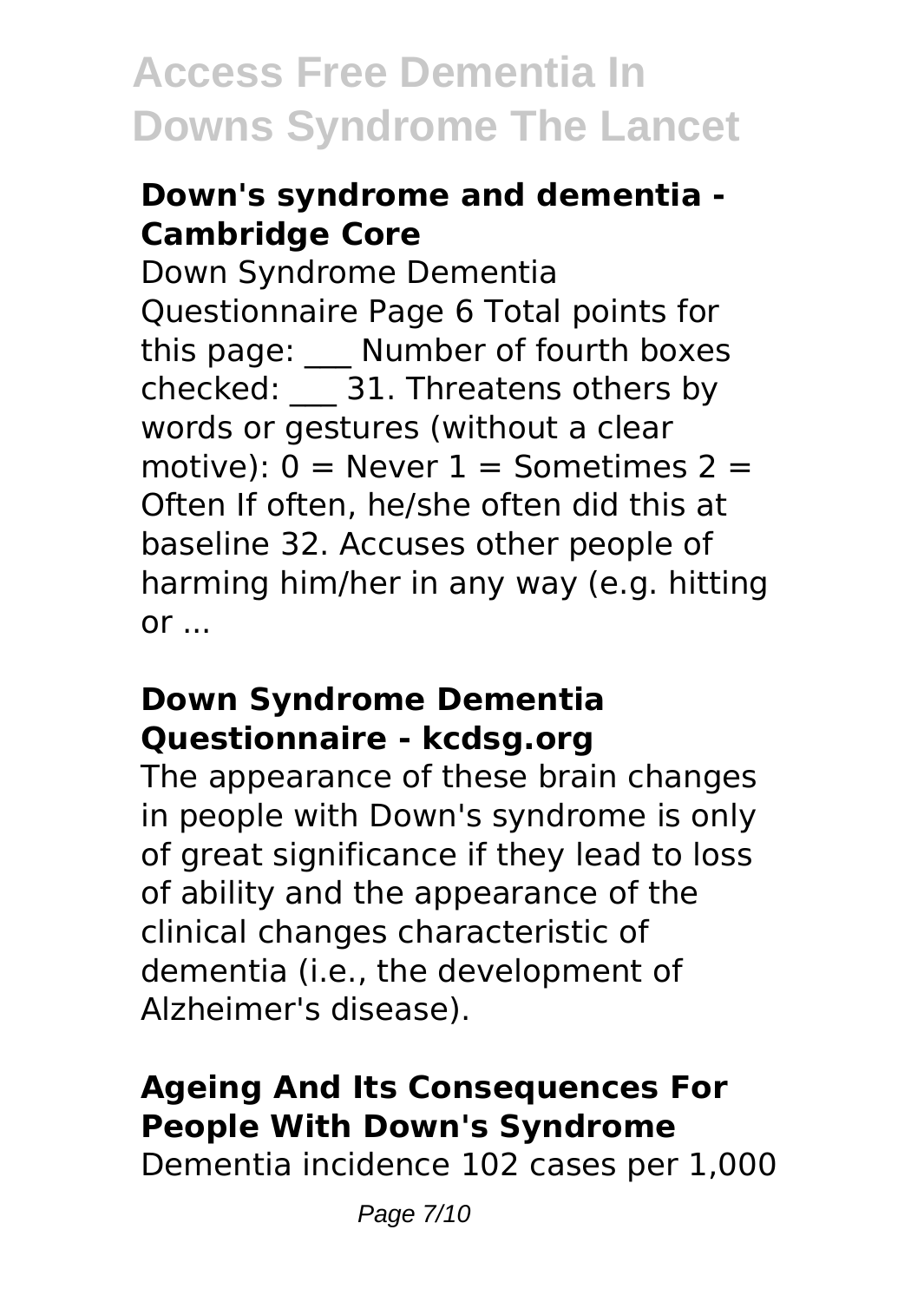### Down's syndrome and dementia - Cambridge Core

Down Syndrome Dementia Questionnaire Page 6 Total points for this page: ___ Number of fourth boxes checked: ___ 31. Threatens others by words or gestures (without a clear motive): 0 = Never 1 = Sometimes 2 = Often If often, he/she often did this at baseline 32. Accuses other people of harming him/her in any way (e.g. hitting or ...

### Down Syndrome Dementia Questionnaire - kcdsg.org

The appearance of these brain changes in people with Down's syndrome is only of great significance if they lead to loss of ability and the appearance of the clinical changes characteristic of dementia (i.e., the development of Alzheimer's disease).

### Ageing And Its Consequences For People With Down's Syndrome

Dementia incidence 102 cases per 1,000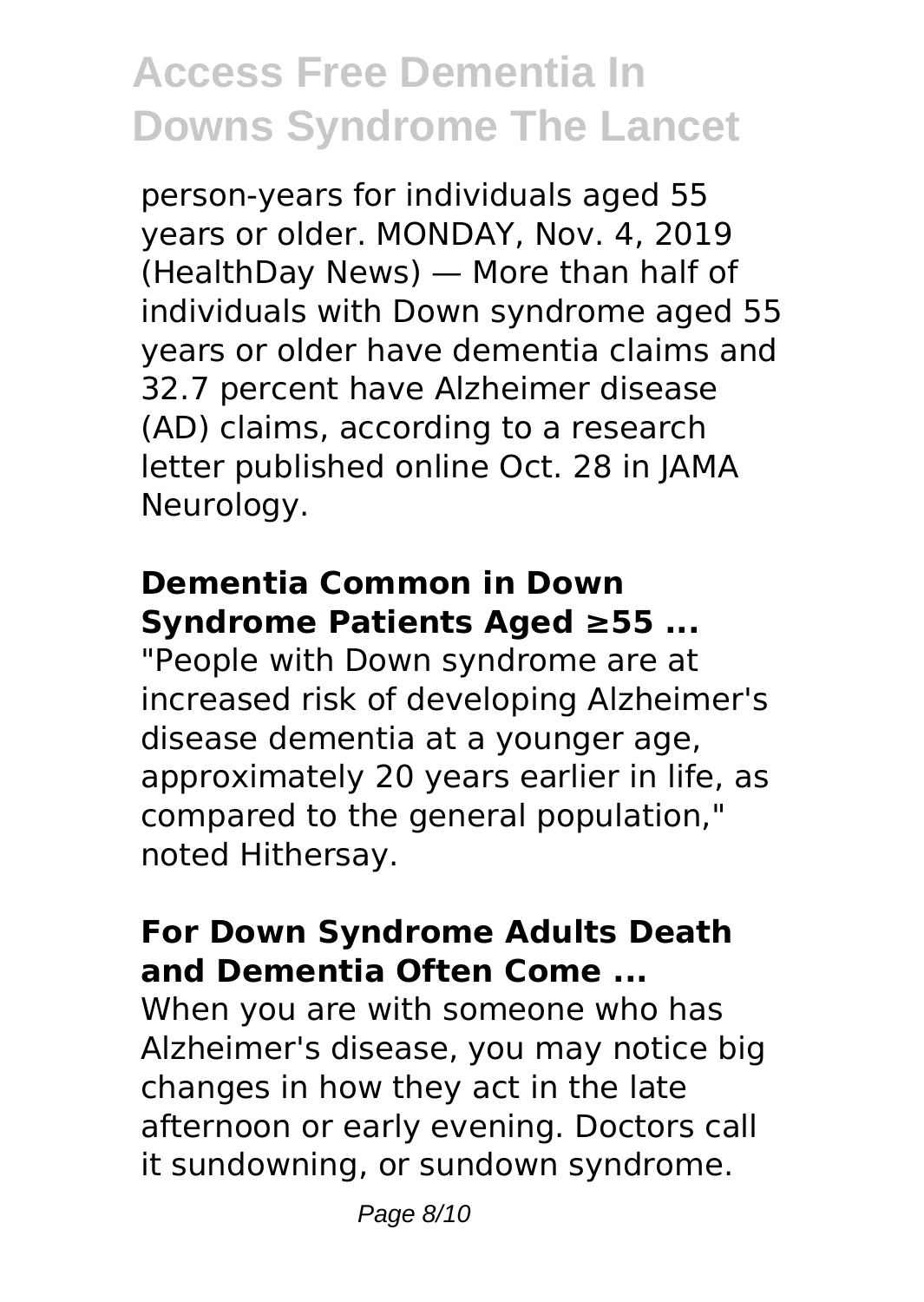person-years for individuals aged 55 years or older. MONDAY, Nov. 4, 2019 (HealthDay News) — More than half of individuals with Down syndrome aged 55 years or older have dementia claims and 32.7 percent have Alzheimer disease (AD) claims, according to a research letter published online Oct. 28 in JAMA Neurology.

### Dementia Common in Down Syndrome Patients Aged ≥55 ...

"People with Down syndrome are at increased risk of developing Alzheimer's disease dementia at a younger age, approximately 20 years earlier in life, as compared to the general population," noted Hithersay.

### For Down Syndrome Adults Death and Dementia Often Come ...

When you are with someone who has Alzheimer's disease, you may notice big changes in how they act in the late afternoon or early evening. Doctors call it sundowning, or sundown syndrome.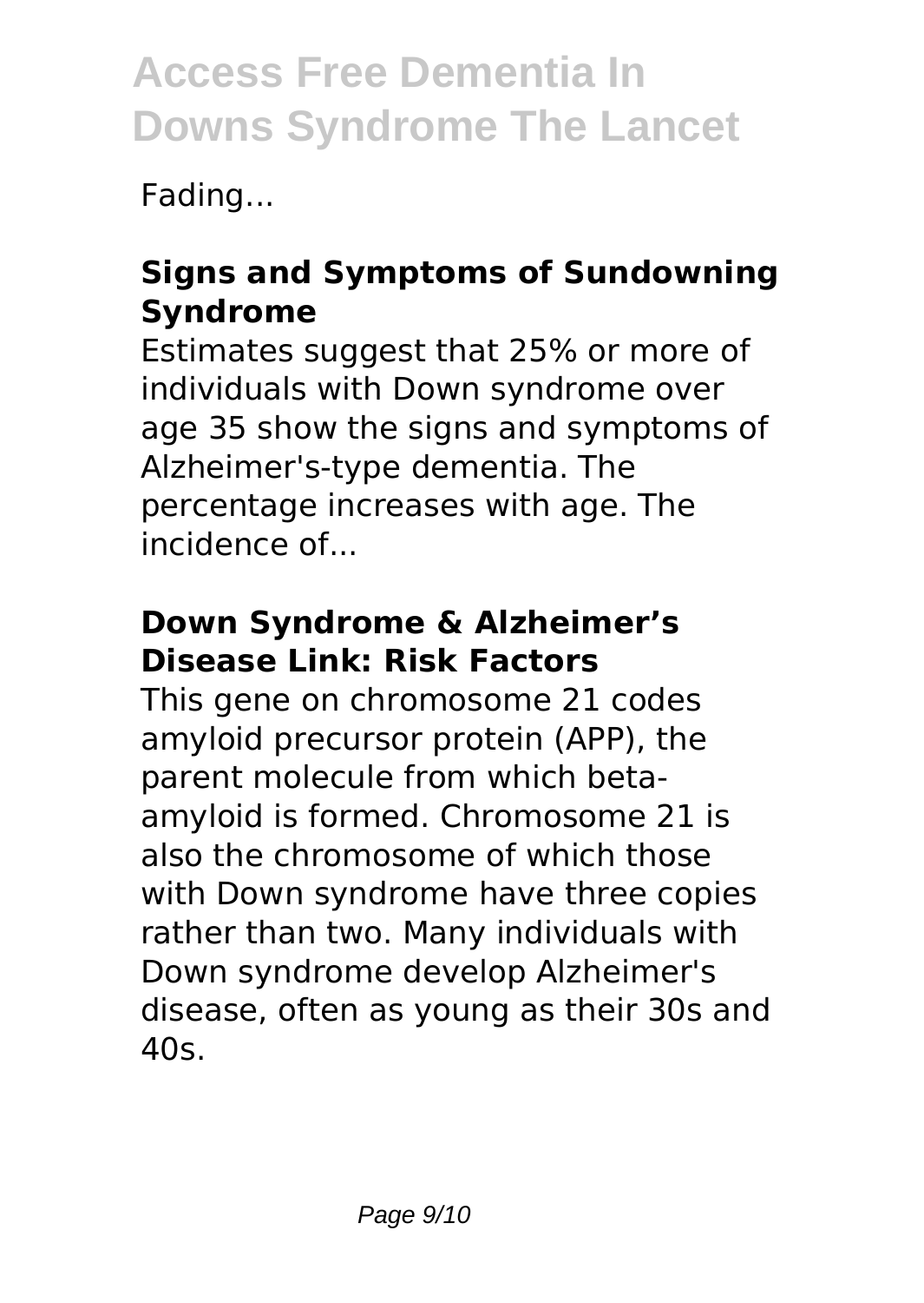Fading...

## Signs and Symptoms of Sundowning Syndrome

Estimates suggest that 25% or more of individuals with Down syndrome over age 35 show the signs and symptoms of Alzheimer's-type dementia. The percentage increases with age. The incidence of...

## Down Syndrome & Alzheimer's Disease Link: Risk Factors

This gene on chromosome 21 codes amyloid precursor protein (APP), the parent molecule from which beta-amyloid is formed. Chromosome 21 is also the chromosome of which those with Down syndrome have three copies rather than two. Many individuals with Down syndrome develop Alzheimer's disease, often as young as their 30s and 40s.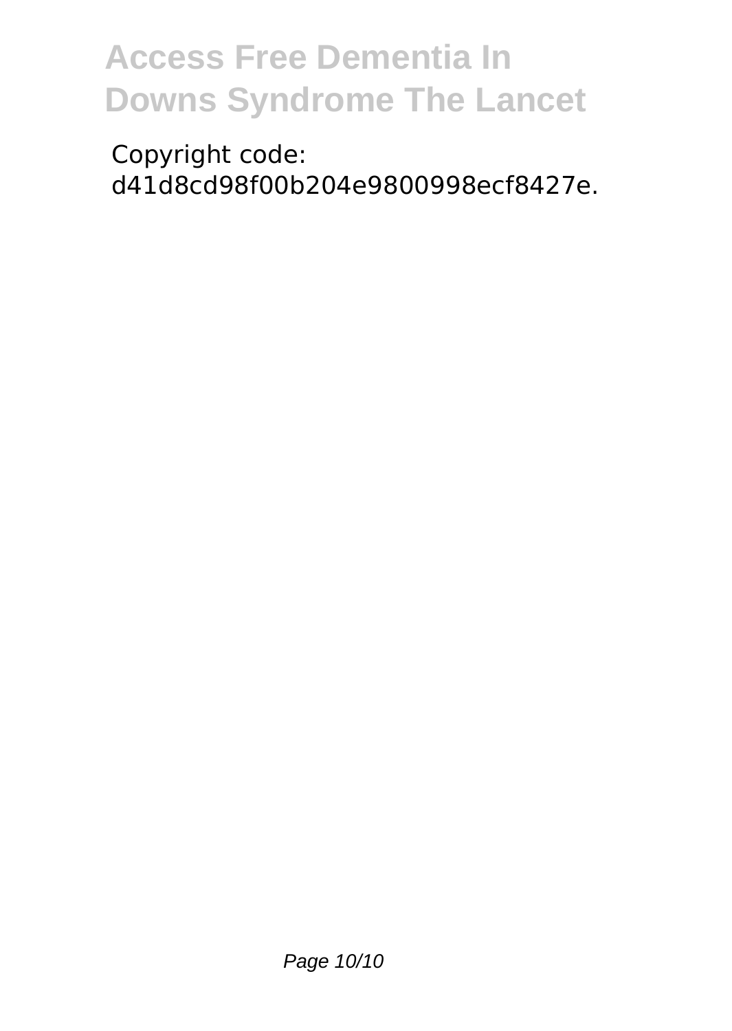Copyright code: d41d8cd98f00b204e9800998ecf8427e.